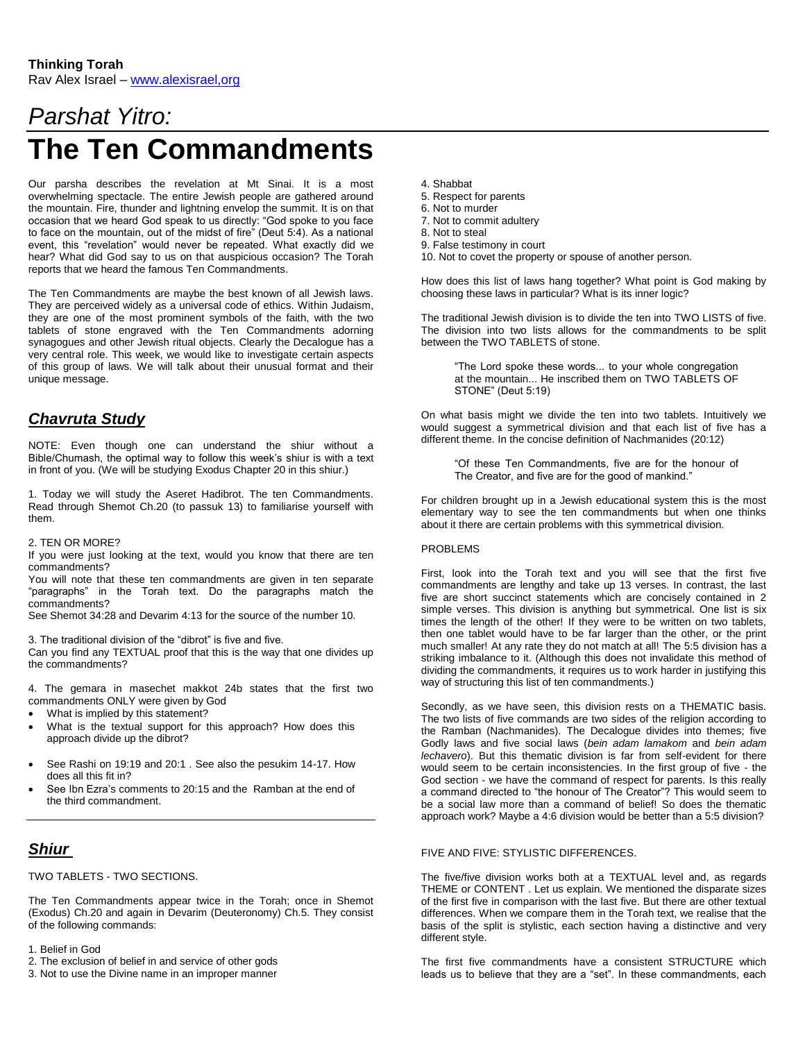**Thinking Torah**
Rav Alex Israel – www.alexisrael,org

# *Parshat Yitro:*
# The Ten Commandments

Our parsha describes the revelation at Mt Sinai. It is a most overwhelming spectacle. The entire Jewish people are gathered around the mountain. Fire, thunder and lightning envelop the summit. It is on that occasion that we heard God speak to us directly: "God spoke to you face to face on the mountain, out of the midst of fire" (Deut 5:4). As a national event, this "revelation" would never be repeated. What exactly did we hear? What did God say to us on that auspicious occasion? The Torah reports that we heard the famous Ten Commandments.

The Ten Commandments are maybe the best known of all Jewish laws. They are perceived widely as a universal code of ethics. Within Judaism, they are one of the most prominent symbols of the faith, with the two tablets of stone engraved with the Ten Commandments adorning synagogues and other Jewish ritual objects. Clearly the Decalogue has a very central role. This week, we would like to investigate certain aspects of this group of laws. We will talk about their unusual format and their unique message.

## *Chavruta Study*

NOTE: Even though one can understand the shiur without a Bible/Chumash, the optimal way to follow this week's shiur is with a text in front of you. (We will be studying Exodus Chapter 20 in this shiur.)

1. Today we will study the Aseret Hadibrot. The ten Commandments. Read through Shemot Ch.20 (to passuk 13) to familiarise yourself with them.

2. TEN OR MORE?
If you were just looking at the text, would you know that there are ten commandments?
You will note that these ten commandments are given in ten separate "paragraphs" in the Torah text. Do the paragraphs match the commandments?
See Shemot 34:28 and Devarim 4:13 for the source of the number 10.

3. The traditional division of the "dibrot" is five and five.
Can you find any TEXTUAL proof that this is the way that one divides up the commandments?

4. The gemara in masechet makkot 24b states that the first two commandments ONLY were given by God

- What is implied by this statement?
- What is the textual support for this approach? How does this approach divide up the dibrot?
- See Rashi on 19:19 and 20:1 . See also the pesukim 14-17. How does all this fit in?
- See Ibn Ezra's comments to 20:15 and the Ramban at the end of the third commandment.

---

## *Shiur*

TWO TABLETS - TWO SECTIONS.

The Ten Commandments appear twice in the Torah; once in Shemot (Exodus) Ch.20 and again in Devarim (Deuteronomy) Ch.5. They consist of the following commands:

1. Belief in God
2. The exclusion of belief in and service of other gods
3. Not to use the Divine name in an improper manner
4. Shabbat
5. Respect for parents
6. Not to murder
7. Not to commit adultery
8. Not to steal
9. False testimony in court
10. Not to covet the property or spouse of another person.

How does this list of laws hang together? What point is God making by choosing these laws in particular? What is its inner logic?

The traditional Jewish division is to divide the ten into TWO LISTS of five. The division into two lists allows for the commandments to be split between the TWO TABLETS of stone.

> "The Lord spoke these words... to your whole congregation at the mountain... He inscribed them on TWO TABLETS OF STONE" (Deut 5:19)

On what basis might we divide the ten into two tablets. Intuitively we would suggest a symmetrical division and that each list of five has a different theme. In the concise definition of Nachmanides (20:12)

> "Of these Ten Commandments, five are for the honour of The Creator, and five are for the good of mankind."

For children brought up in a Jewish educational system this is the most elementary way to see the ten commandments but when one thinks about it there are certain problems with this symmetrical division.

PROBLEMS

First, look into the Torah text and you will see that the first five commandments are lengthy and take up 13 verses. In contrast, the last five are short succinct statements which are concisely contained in 2 simple verses. This division is anything but symmetrical. One list is six times the length of the other! If they were to be written on two tablets, then one tablet would have to be far larger than the other, or the print much smaller! At any rate they do not match at all! The 5:5 division has a striking imbalance to it. (Although this does not invalidate this method of dividing the commandments, it requires us to work harder in justifying this way of structuring this list of ten commandments.)

Secondly, as we have seen, this division rests on a THEMATIC basis. The two lists of five commands are two sides of the religion according to the Ramban (Nachmanides). The Decalogue divides into themes; five Godly laws and five social laws (*bein adam lamakom* and *bein adam lechavero*). But this thematic division is far from self-evident for there would seem to be certain inconsistencies. In the first group of five - the God section - we have the command of respect for parents. Is this really a command directed to "the honour of The Creator"? This would seem to be a social law more than a command of belief! So does the thematic approach work? Maybe a 4:6 division would be better than a 5:5 division?

FIVE AND FIVE: STYLISTIC DIFFERENCES.

The five/five division works both at a TEXTUAL level and, as regards THEME or CONTENT . Let us explain. We mentioned the disparate sizes of the first five in comparison with the last five. But there are other textual differences. When we compare them in the Torah text, we realise that the basis of the split is stylistic, each section having a distinctive and very different style.

The first five commandments have a consistent STRUCTURE which leads us to believe that they are a "set". In these commandments, each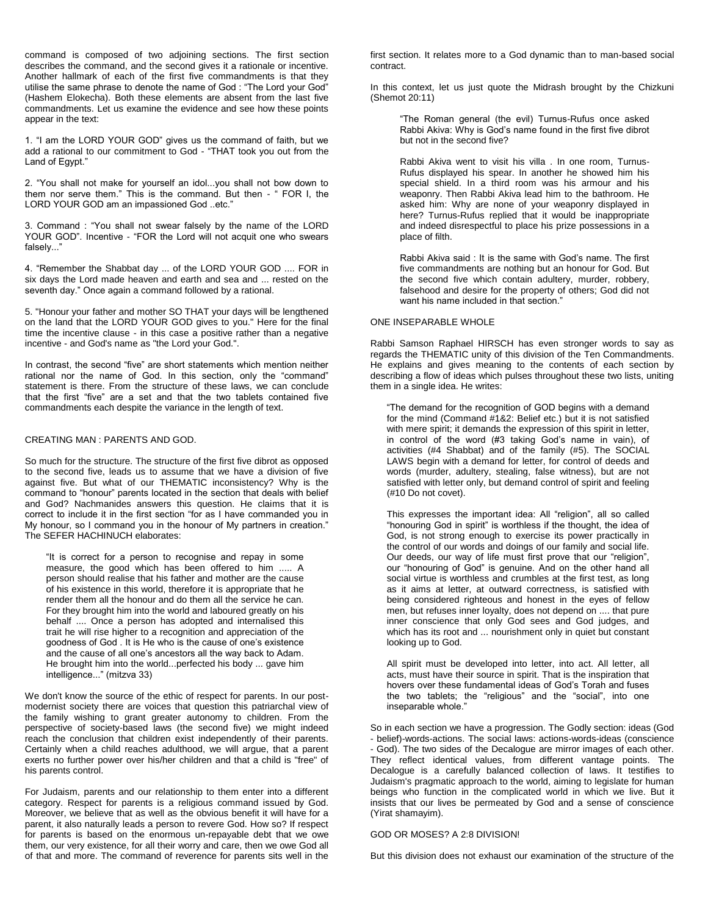command is composed of two adjoining sections. The first section describes the command, and the second gives it a rationale or incentive. Another hallmark of each of the first five commandments is that they utilise the same phrase to denote the name of God : "The Lord your God" (Hashem Elokecha). Both these elements are absent from the last five commandments. Let us examine the evidence and see how these points appear in the text:

1. "I am the LORD YOUR GOD" gives us the command of faith, but we add a rational to our commitment to God - "THAT took you out from the Land of Egypt."

2. "You shall not make for yourself an idol...you shall not bow down to them nor serve them." This is the command. But then - " FOR I, the LORD YOUR GOD am an impassioned God ..etc."

3. Command : "You shall not swear falsely by the name of the LORD YOUR GOD". Incentive - "FOR the Lord will not acquit one who swears falsely..."

4. "Remember the Shabbat day ... of the LORD YOUR GOD .... FOR in six days the Lord made heaven and earth and sea and ... rested on the seventh day." Once again a command followed by a rational.

5. "Honour your father and mother SO THAT your days will be lengthened on the land that the LORD YOUR GOD gives to you." Here for the final time the incentive clause - in this case a positive rather than a negative incentive - and God's name as "the Lord your God.".

In contrast, the second "five" are short statements which mention neither rational nor the name of God. In this section, only the "command" statement is there. From the structure of these laws, we can conclude that the first "five" are a set and that the two tablets contained five commandments each despite the variance in the length of text.

## CREATING MAN : PARENTS AND GOD.

So much for the structure. The structure of the first five dibrot as opposed to the second five, leads us to assume that we have a division of five against five. But what of our THEMATIC inconsistency? Why is the command to "honour" parents located in the section that deals with belief and God? Nachmanides answers this question. He claims that it is correct to include it in the first section "for as I have commanded you in My honour, so I command you in the honour of My partners in creation." The SEFER HACHINUCH elaborates:

> "It is correct for a person to recognise and repay in some measure, the good which has been offered to him ..... A person should realise that his father and mother are the cause of his existence in this world, therefore it is appropriate that he render them all the honour and do them all the service he can. For they brought him into the world and laboured greatly on his behalf .... Once a person has adopted and internalised this trait he will rise higher to a recognition and appreciation of the goodness of God . It is He who is the cause of one's existence and the cause of all one's ancestors all the way back to Adam. He brought him into the world...perfected his body ... gave him intelligence..." (mitzva 33)

We don't know the source of the ethic of respect for parents. In our post-modernist society there are voices that question this patriarchal view of the family wishing to grant greater autonomy to children. From the perspective of society-based laws (the second five) we might indeed reach the conclusion that children exist independently of their parents. Certainly when a child reaches adulthood, we will argue, that a parent exerts no further power over his/her children and that a child is "free" of his parents control.

For Judaism, parents and our relationship to them enter into a different category. Respect for parents is a religious command issued by God. Moreover, we believe that as well as the obvious benefit it will have for a parent, it also naturally leads a person to revere God. How so? If respect for parents is based on the enormous un-repayable debt that we owe them, our very existence, for all their worry and care, then we owe God all of that and more. The command of reverence for parents sits well in the first section. It relates more to a God dynamic than to man-based social contract.

In this context, let us just quote the Midrash brought by the Chizkuni (Shemot 20:11)

> "The Roman general (the evil) Turnus-Rufus once asked Rabbi Akiva: Why is God's name found in the first five dibrot but not in the second five?
>
> Rabbi Akiva went to visit his villa . In one room, Turnus-Rufus displayed his spear. In another he showed him his special shield. In a third room was his armour and his weaponry. Then Rabbi Akiva lead him to the bathroom. He asked him: Why are none of your weaponry displayed in here? Turnus-Rufus replied that it would be inappropriate and indeed disrespectful to place his prize possessions in a place of filth.
>
> Rabbi Akiva said : It is the same with God's name. The first five commandments are nothing but an honour for God. But the second five which contain adultery, murder, robbery, falsehood and desire for the property of others; God did not want his name included in that section."

## ONE INSEPARABLE WHOLE

Rabbi Samson Raphael HIRSCH has even stronger words to say as regards the THEMATIC unity of this division of the Ten Commandments. He explains and gives meaning to the contents of each section by describing a flow of ideas which pulses throughout these two lists, uniting them in a single idea. He writes:

> "The demand for the recognition of GOD begins with a demand for the mind (Command #1&2: Belief etc.) but it is not satisfied with mere spirit; it demands the expression of this spirit in letter, in control of the word (#3 taking God's name in vain), of activities (#4 Shabbat) and of the family (#5). The SOCIAL LAWS begin with a demand for letter, for control of deeds and words (murder, adultery, stealing, false witness), but are not satisfied with letter only, but demand control of spirit and feeling (#10 Do not covet).
>
> This expresses the important idea: All "religion", all so called "honouring God in spirit" is worthless if the thought, the idea of God, is not strong enough to exercise its power practically in the control of our words and doings of our family and social life. Our deeds, our way of life must first prove that our "religion", our "honouring of God" is genuine. And on the other hand all social virtue is worthless and crumbles at the first test, as long as it aims at letter, at outward correctness, is satisfied with being considered righteous and honest in the eyes of fellow men, but refuses inner loyalty, does not depend on .... that pure inner conscience that only God sees and God judges, and which has its root and ... nourishment only in quiet but constant looking up to God.
>
> All spirit must be developed into letter, into act. All letter, all acts, must have their source in spirit. That is the inspiration that hovers over these fundamental ideas of God's Torah and fuses the two tablets; the "religious" and the "social", into one inseparable whole."

So in each section we have a progression. The Godly section: ideas (God - belief)-words-actions. The social laws: actions-words-ideas (conscience - God). The two sides of the Decalogue are mirror images of each other. They reflect identical values, from different vantage points. The Decalogue is a carefully balanced collection of laws. It testifies to Judaism's pragmatic approach to the world, aiming to legislate for human beings who function in the complicated world in which we live. But it insists that our lives be permeated by God and a sense of conscience (Yirat shamayim).

## GOD OR MOSES? A 2:8 DIVISION!

But this division does not exhaust our examination of the structure of the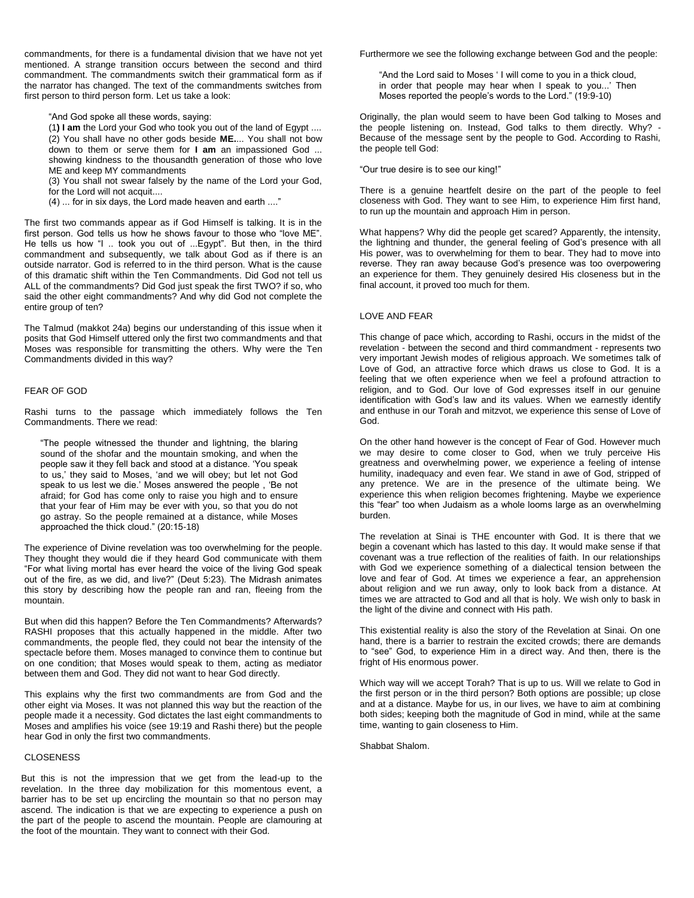commandments, for there is a fundamental division that we have not yet mentioned. A strange transition occurs between the second and third commandment. The commandments switch their grammatical form as if the narrator has changed. The text of the commandments switches from first person to third person form. Let us take a look:

> "And God spoke all these words, saying:
>
> (1**) I am** the Lord your God who took you out of the land of Egypt ....
>
> (2) You shall have no other gods beside **ME.**... You shall not bow down to them or serve them for **I am** an impassioned God ... showing kindness to the thousandth generation of those who love ME and keep MY commandments
>
> (3) You shall not swear falsely by the name of the Lord your God, for the Lord will not acquit....
>
> (4) ... for in six days, the Lord made heaven and earth ...."

The first two commands appear as if God Himself is talking. It is in the first person. God tells us how he shows favour to those who "love ME". He tells us how "I .. took you out of ...Egypt". But then, in the third commandment and subsequently, we talk about God as if there is an outside narrator. God is referred to in the third person. What is the cause of this dramatic shift within the Ten Commandments. Did God not tell us ALL of the commandments? Did God just speak the first TWO? if so, who said the other eight commandments? And why did God not complete the entire group of ten?

The Talmud (makkot 24a) begins our understanding of this issue when it posits that God Himself uttered only the first two commandments and that Moses was responsible for transmitting the others. Why were the Ten Commandments divided in this way?

## FEAR OF GOD

Rashi turns to the passage which immediately follows the Ten Commandments. There we read:

> "The people witnessed the thunder and lightning, the blaring sound of the shofar and the mountain smoking, and when the people saw it they fell back and stood at a distance. 'You speak to us,' they said to Moses, 'and we will obey; but let not God speak to us lest we die.' Moses answered the people , 'Be not afraid; for God has come only to raise you high and to ensure that your fear of Him may be ever with you, so that you do not go astray. So the people remained at a distance, while Moses approached the thick cloud." (20:15-18)

The experience of Divine revelation was too overwhelming for the people. They thought they would die if they heard God communicate with them "For what living mortal has ever heard the voice of the living God speak out of the fire, as we did, and live?" (Deut 5:23). The Midrash animates this story by describing how the people ran and ran, fleeing from the mountain.

But when did this happen? Before the Ten Commandments? Afterwards? RASHI proposes that this actually happened in the middle. After two commandments, the people fled, they could not bear the intensity of the spectacle before them. Moses managed to convince them to continue but on one condition; that Moses would speak to them, acting as mediator between them and God. They did not want to hear God directly.

This explains why the first two commandments are from God and the other eight via Moses. It was not planned this way but the reaction of the people made it a necessity. God dictates the last eight commandments to Moses and amplifies his voice (see 19:19 and Rashi there) but the people hear God in only the first two commandments.

## CLOSENESS

But this is not the impression that we get from the lead-up to the revelation. In the three day mobilization for this momentous event, a barrier has to be set up encircling the mountain so that no person may ascend. The indication is that we are expecting to experience a push on the part of the people to ascend the mountain. People are clamouring at the foot of the mountain. They want to connect with their God.

Furthermore we see the following exchange between God and the people:

> "And the Lord said to Moses ' I will come to you in a thick cloud, in order that people may hear when I speak to you...' Then Moses reported the people's words to the Lord." (19:9-10)

Originally, the plan would seem to have been God talking to Moses and the people listening on. Instead, God talks to them directly. Why? - Because of the message sent by the people to God. According to Rashi, the people tell God:

"Our true desire is to see our king!"

There is a genuine heartfelt desire on the part of the people to feel closeness with God. They want to see Him, to experience Him first hand, to run up the mountain and approach Him in person.

What happens? Why did the people get scared? Apparently, the intensity, the lightning and thunder, the general feeling of God's presence with all His power, was to overwhelming for them to bear. They had to move into reverse. They ran away because God's presence was too overpowering an experience for them. They genuinely desired His closeness but in the final account, it proved too much for them.

## LOVE AND FEAR

This change of pace which, according to Rashi, occurs in the midst of the revelation - between the second and third commandment - represents two very important Jewish modes of religious approach. We sometimes talk of Love of God, an attractive force which draws us close to God. It is a feeling that we often experience when we feel a profound attraction to religion, and to God. Our love of God expresses itself in our genuine identification with God's law and its values. When we earnestly identify and enthuse in our Torah and mitzvot, we experience this sense of Love of God.

On the other hand however is the concept of Fear of God. However much we may desire to come closer to God, when we truly perceive His greatness and overwhelming power, we experience a feeling of intense humility, inadequacy and even fear. We stand in awe of God, stripped of any pretence. We are in the presence of the ultimate being. We experience this when religion becomes frightening. Maybe we experience this "fear" too when Judaism as a whole looms large as an overwhelming burden.

The revelation at Sinai is THE encounter with God. It is there that we begin a covenant which has lasted to this day. It would make sense if that covenant was a true reflection of the realities of faith. In our relationships with God we experience something of a dialectical tension between the love and fear of God. At times we experience a fear, an apprehension about religion and we run away, only to look back from a distance. At times we are attracted to God and all that is holy. We wish only to bask in the light of the divine and connect with His path.

This existential reality is also the story of the Revelation at Sinai. On one hand, there is a barrier to restrain the excited crowds; there are demands to "see" God, to experience Him in a direct way. And then, there is the fright of His enormous power.

Which way will we accept Torah? That is up to us. Will we relate to God in the first person or in the third person? Both options are possible; up close and at a distance. Maybe for us, in our lives, we have to aim at combining both sides; keeping both the magnitude of God in mind, while at the same time, wanting to gain closeness to Him.

Shabbat Shalom.